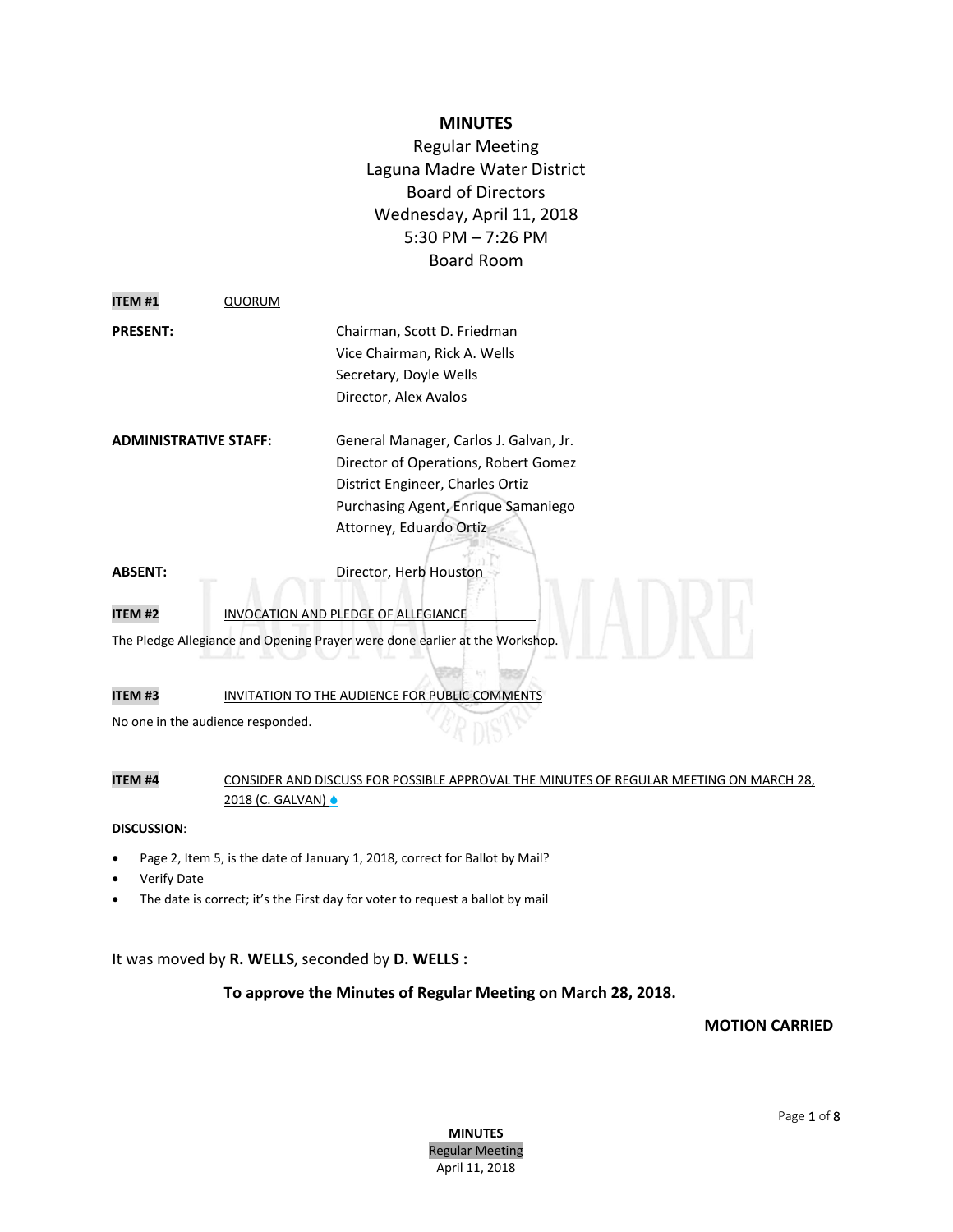# MINUTES

Regular Meeting
Laguna Madre Water District
Board of Directors
Wednesday, April 11, 2018
5:30 PM – 7:26 PM
Board Room

**ITEM #1** QUORUM

**PRESENT:**
Chairman, Scott D. Friedman
Vice Chairman, Rick A. Wells
Secretary, Doyle Wells
Director, Alex Avalos

**ADMINISTRATIVE STAFF:**
General Manager, Carlos J. Galvan, Jr.
Director of Operations, Robert Gomez
District Engineer, Charles Ortiz
Purchasing Agent, Enrique Samaniego
Attorney, Eduardo Ortiz

**ABSENT:**
Director, Herb Houston

**ITEM #2** INVOCATION AND PLEDGE OF ALLEGIANCE

The Pledge Allegiance and Opening Prayer were done earlier at the Workshop.

**ITEM #3** INVITATION TO THE AUDIENCE FOR PUBLIC COMMENTS

No one in the audience responded.

**ITEM #4** CONSIDER AND DISCUSS FOR POSSIBLE APPROVAL THE MINUTES OF REGULAR MEETING ON MARCH 28, 2018 (C. GALVAN)

**DISCUSSION**:

- Page 2, Item 5, is the date of January 1, 2018, correct for Ballot by Mail?
- Verify Date
- The date is correct; it's the First day for voter to request a ballot by mail

It was moved by **R. WELLS**, seconded by **D. WELLS :**

**To approve the Minutes of Regular Meeting on March 28, 2018.**

**MOTION CARRIED**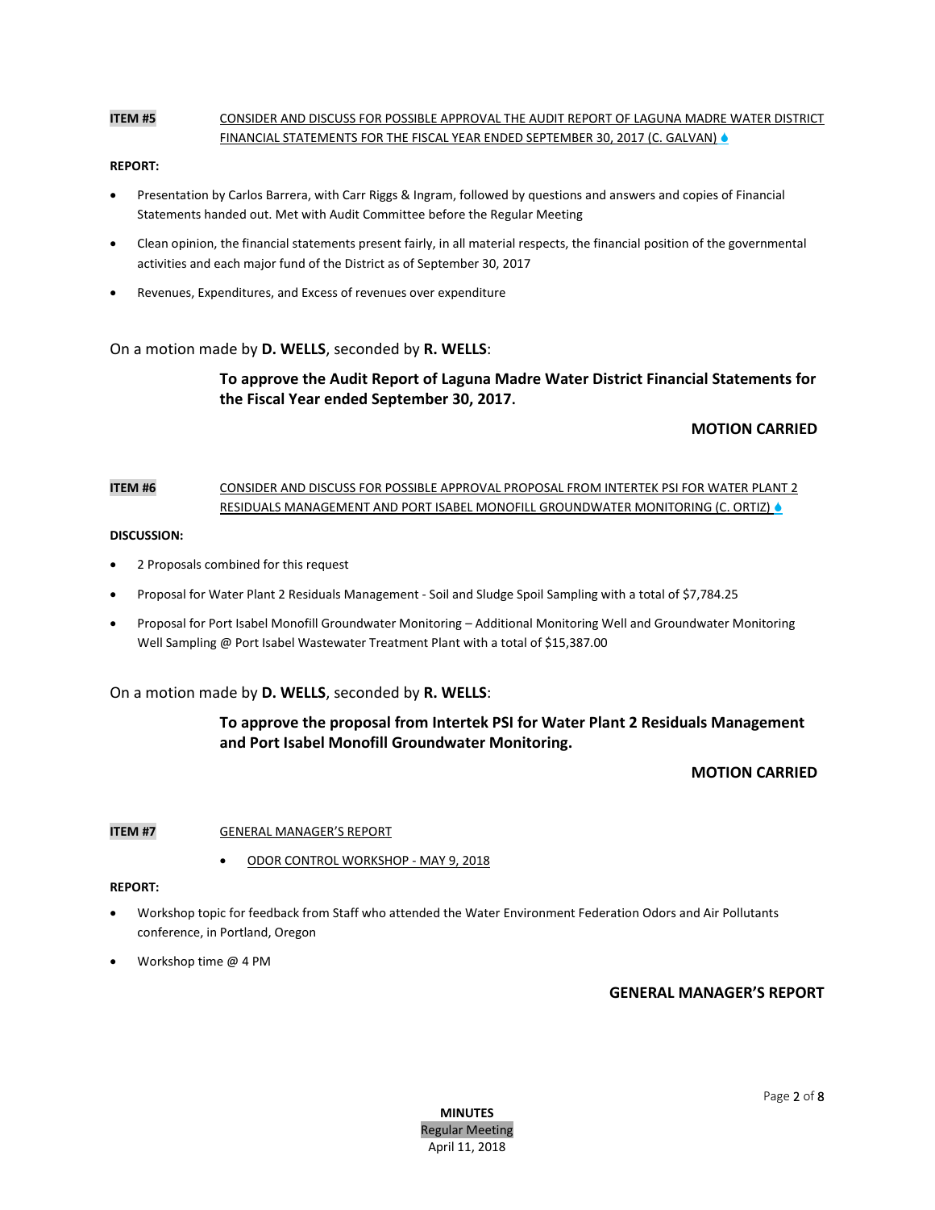**ITEM #5** CONSIDER AND DISCUSS FOR POSSIBLE APPROVAL THE AUDIT REPORT OF LAGUNA MADRE WATER DISTRICT FINANCIAL STATEMENTS FOR THE FISCAL YEAR ENDED SEPTEMBER 30, 2017 (C. GALVAN)

**REPORT:**

- Presentation by Carlos Barrera, with Carr Riggs & Ingram, followed by questions and answers and copies of Financial Statements handed out. Met with Audit Committee before the Regular Meeting
- Clean opinion, the financial statements present fairly, in all material respects, the financial position of the governmental activities and each major fund of the District as of September 30, 2017
- Revenues, Expenditures, and Excess of revenues over expenditure

On a motion made by **D. WELLS**, seconded by **R. WELLS**:

**To approve the Audit Report of Laguna Madre Water District Financial Statements for the Fiscal Year ended September 30, 2017.**

**MOTION CARRIED**

**ITEM #6** CONSIDER AND DISCUSS FOR POSSIBLE APPROVAL PROPOSAL FROM INTERTEK PSI FOR WATER PLANT 2 RESIDUALS MANAGEMENT AND PORT ISABEL MONOFILL GROUNDWATER MONITORING (C. ORTIZ)

**DISCUSSION:**

- 2 Proposals combined for this request
- Proposal for Water Plant 2 Residuals Management - Soil and Sludge Spoil Sampling with a total of $7,784.25
- Proposal for Port Isabel Monofill Groundwater Monitoring – Additional Monitoring Well and Groundwater Monitoring Well Sampling @ Port Isabel Wastewater Treatment Plant with a total of $15,387.00

On a motion made by **D. WELLS**, seconded by **R. WELLS**:

**To approve the proposal from Intertek PSI for Water Plant 2 Residuals Management and Port Isabel Monofill Groundwater Monitoring.**

**MOTION CARRIED**

**ITEM #7** GENERAL MANAGER'S REPORT

- ODOR CONTROL WORKSHOP - MAY 9, 2018

**REPORT:**

- Workshop topic for feedback from Staff who attended the Water Environment Federation Odors and Air Pollutants conference, in Portland, Oregon
- Workshop time @ 4 PM

**GENERAL MANAGER'S REPORT**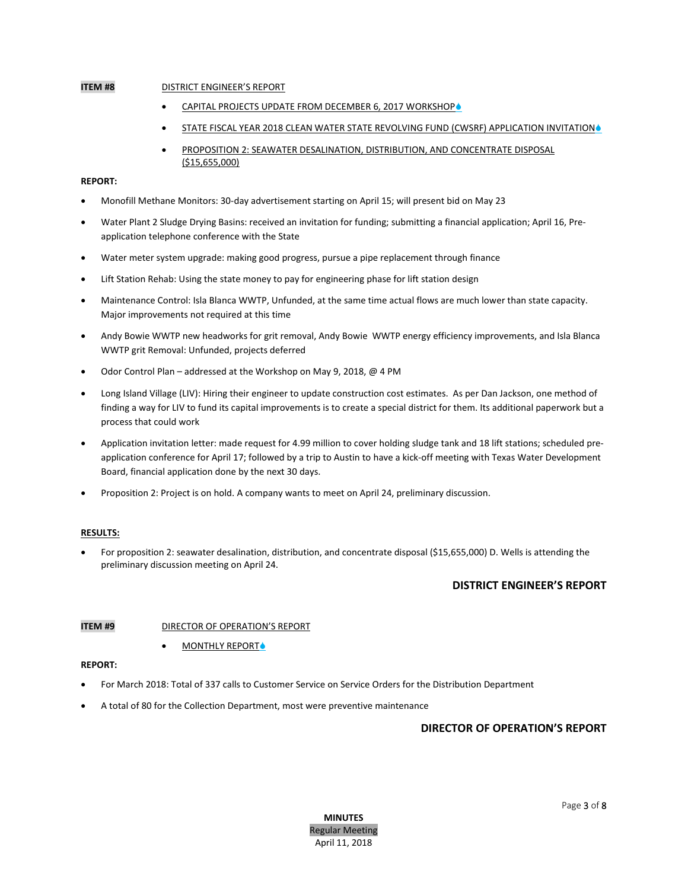**ITEM #8** DISTRICT ENGINEER'S REPORT

- CAPITAL PROJECTS UPDATE FROM DECEMBER 6, 2017 WORKSHOP
- STATE FISCAL YEAR 2018 CLEAN WATER STATE REVOLVING FUND (CWSRF) APPLICATION INVITATION
- PROPOSITION 2: SEAWATER DESALINATION, DISTRIBUTION, AND CONCENTRATE DISPOSAL ($15,655,000)

**REPORT:**

- Monofill Methane Monitors: 30-day advertisement starting on April 15; will present bid on May 23
- Water Plant 2 Sludge Drying Basins: received an invitation for funding; submitting a financial application; April 16, Pre-application telephone conference with the State
- Water meter system upgrade: making good progress, pursue a pipe replacement through finance
- Lift Station Rehab: Using the state money to pay for engineering phase for lift station design
- Maintenance Control: Isla Blanca WWTP, Unfunded, at the same time actual flows are much lower than state capacity. Major improvements not required at this time
- Andy Bowie WWTP new headworks for grit removal, Andy Bowie WWTP energy efficiency improvements, and Isla Blanca WWTP grit Removal: Unfunded, projects deferred
- Odor Control Plan – addressed at the Workshop on May 9, 2018, @ 4 PM
- Long Island Village (LIV): Hiring their engineer to update construction cost estimates. As per Dan Jackson, one method of finding a way for LIV to fund its capital improvements is to create a special district for them. Its additional paperwork but a process that could work
- Application invitation letter: made request for 4.99 million to cover holding sludge tank and 18 lift stations; scheduled pre-application conference for April 17; followed by a trip to Austin to have a kick-off meeting with Texas Water Development Board, financial application done by the next 30 days.
- Proposition 2: Project is on hold. A company wants to meet on April 24, preliminary discussion.

**RESULTS:**

- For proposition 2: seawater desalination, distribution, and concentrate disposal ($15,655,000) D. Wells is attending the preliminary discussion meeting on April 24.

**DISTRICT ENGINEER'S REPORT**

**ITEM #9** DIRECTOR OF OPERATION'S REPORT

- MONTHLY REPORT

**REPORT:**

- For March 2018: Total of 337 calls to Customer Service on Service Orders for the Distribution Department
- A total of 80 for the Collection Department, most were preventive maintenance

**DIRECTOR OF OPERATION'S REPORT**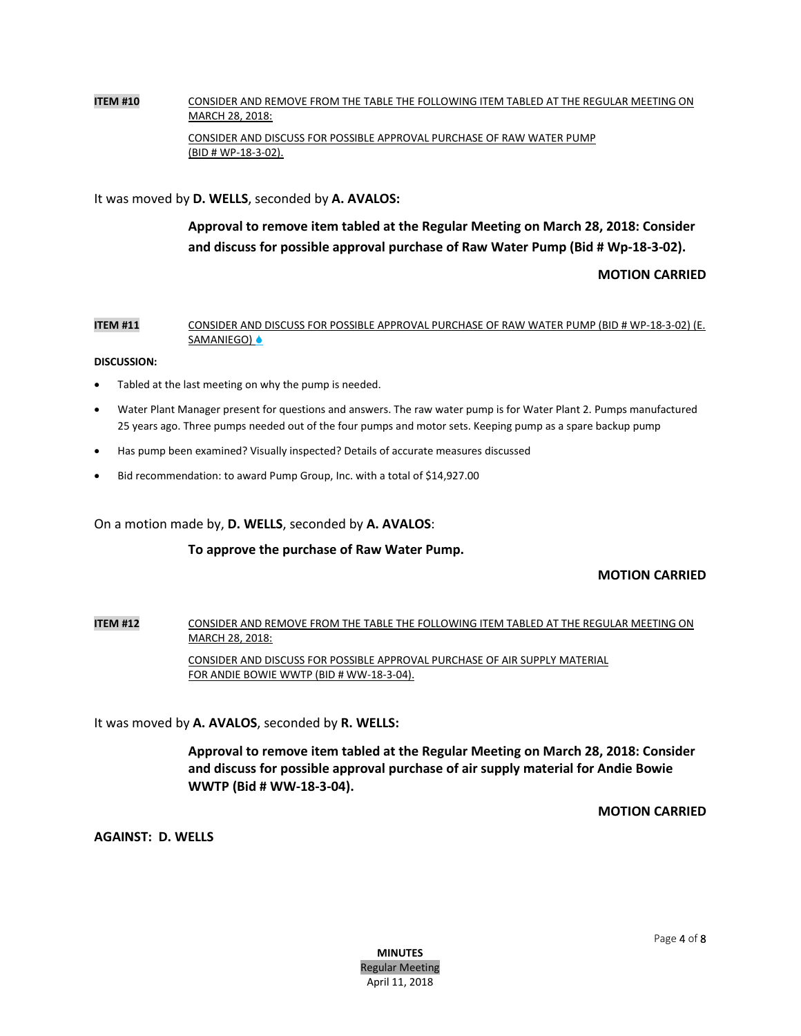**ITEM #10** CONSIDER AND REMOVE FROM THE TABLE THE FOLLOWING ITEM TABLED AT THE REGULAR MEETING ON MARCH 28, 2018:

CONSIDER AND DISCUSS FOR POSSIBLE APPROVAL PURCHASE OF RAW WATER PUMP (BID # WP-18-3-02).

It was moved by **D. WELLS**, seconded by **A. AVALOS:**

**Approval to remove item tabled at the Regular Meeting on March 28, 2018: Consider and discuss for possible approval purchase of Raw Water Pump (Bid # Wp-18-3-02).**

**MOTION CARRIED**

**ITEM #11** CONSIDER AND DISCUSS FOR POSSIBLE APPROVAL PURCHASE OF RAW WATER PUMP (BID # WP-18-3-02) (E. SAMANIEGO)

**DISCUSSION:**

- Tabled at the last meeting on why the pump is needed.
- Water Plant Manager present for questions and answers. The raw water pump is for Water Plant 2. Pumps manufactured 25 years ago. Three pumps needed out of the four pumps and motor sets. Keeping pump as a spare backup pump
- Has pump been examined? Visually inspected? Details of accurate measures discussed
- Bid recommendation: to award Pump Group, Inc. with a total of $14,927.00

On a motion made by, **D. WELLS**, seconded by **A. AVALOS**:

**To approve the purchase of Raw Water Pump.**

**MOTION CARRIED**

**ITEM #12** CONSIDER AND REMOVE FROM THE TABLE THE FOLLOWING ITEM TABLED AT THE REGULAR MEETING ON MARCH 28, 2018:

CONSIDER AND DISCUSS FOR POSSIBLE APPROVAL PURCHASE OF AIR SUPPLY MATERIAL FOR ANDIE BOWIE WWTP (BID # WW-18-3-04).

It was moved by **A. AVALOS**, seconded by **R. WELLS:**

**Approval to remove item tabled at the Regular Meeting on March 28, 2018: Consider and discuss for possible approval purchase of air supply material for Andie Bowie WWTP (Bid # WW-18-3-04).**

**MOTION CARRIED**

**AGAINST: D. WELLS**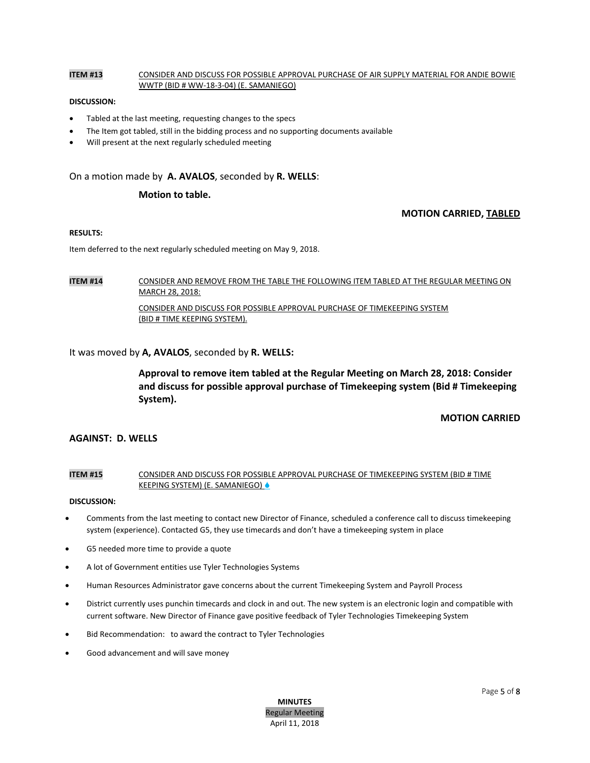**ITEM #13** CONSIDER AND DISCUSS FOR POSSIBLE APPROVAL PURCHASE OF AIR SUPPLY MATERIAL FOR ANDIE BOWIE WWTP (BID # WW-18-3-04) (E. SAMANIEGO)

**DISCUSSION:**

- Tabled at the last meeting, requesting changes to the specs
- The Item got tabled, still in the bidding process and no supporting documents available
- Will present at the next regularly scheduled meeting

On a motion made by **A. AVALOS**, seconded by **R. WELLS**:

**Motion to table.**

**MOTION CARRIED, TABLED**

**RESULTS:**

Item deferred to the next regularly scheduled meeting on May 9, 2018.

**ITEM #14** CONSIDER AND REMOVE FROM THE TABLE THE FOLLOWING ITEM TABLED AT THE REGULAR MEETING ON MARCH 28, 2018:

CONSIDER AND DISCUSS FOR POSSIBLE APPROVAL PURCHASE OF TIMEKEEPING SYSTEM (BID # TIME KEEPING SYSTEM).

It was moved by **A, AVALOS**, seconded by **R. WELLS:**

**Approval to remove item tabled at the Regular Meeting on March 28, 2018: Consider and discuss for possible approval purchase of Timekeeping system (Bid # Timekeeping System).**

**MOTION CARRIED**

**AGAINST: D. WELLS**

**ITEM #15** CONSIDER AND DISCUSS FOR POSSIBLE APPROVAL PURCHASE OF TIMEKEEPING SYSTEM (BID # TIME KEEPING SYSTEM) (E. SAMANIEGO)

**DISCUSSION:**

- Comments from the last meeting to contact new Director of Finance, scheduled a conference call to discuss timekeeping system (experience). Contacted G5, they use timecards and don't have a timekeeping system in place
- G5 needed more time to provide a quote
- A lot of Government entities use Tyler Technologies Systems
- Human Resources Administrator gave concerns about the current Timekeeping System and Payroll Process
- District currently uses punchin timecards and clock in and out. The new system is an electronic login and compatible with current software. New Director of Finance gave positive feedback of Tyler Technologies Timekeeping System
- Bid Recommendation: to award the contract to Tyler Technologies
- Good advancement and will save money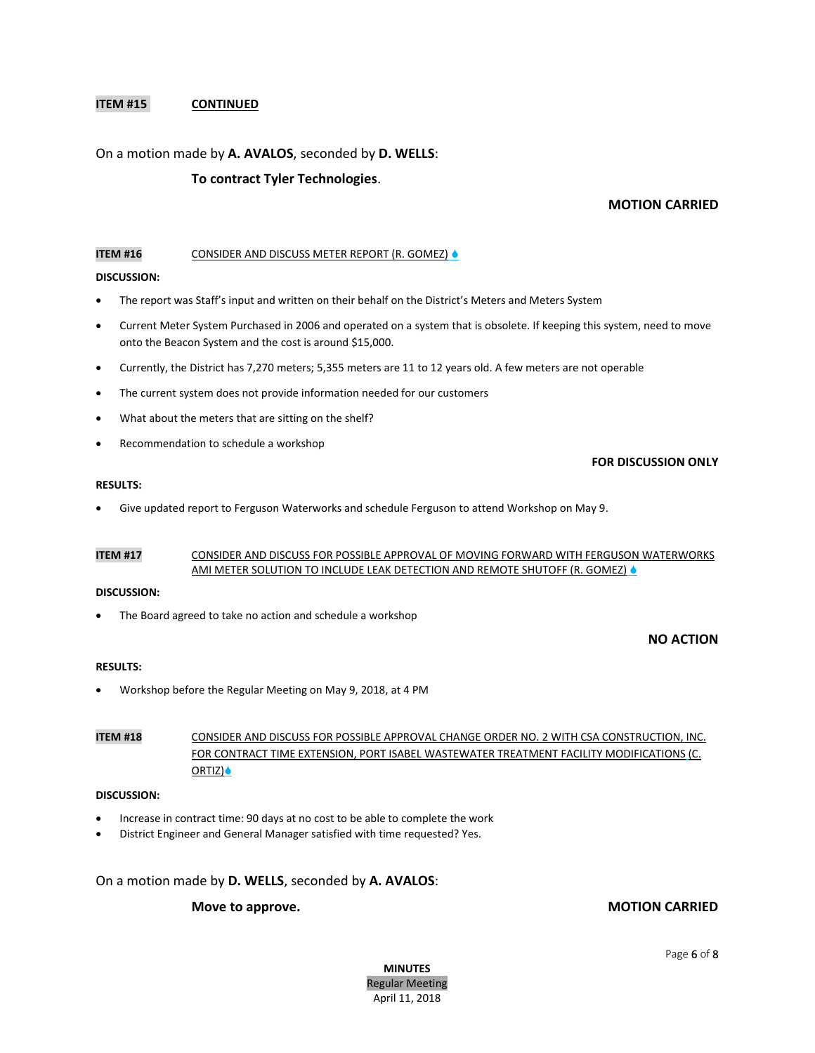**ITEM #15** **CONTINUED**

On a motion made by **A. AVALOS**, seconded by **D. WELLS**:

**To contract Tyler Technologies**.

**MOTION CARRIED**

**ITEM #16** CONSIDER AND DISCUSS METER REPORT (R. GOMEZ)

**DISCUSSION:**

- The report was Staff's input and written on their behalf on the District's Meters and Meters System
- Current Meter System Purchased in 2006 and operated on a system that is obsolete. If keeping this system, need to move onto the Beacon System and the cost is around $15,000.
- Currently, the District has 7,270 meters; 5,355 meters are 11 to 12 years old. A few meters are not operable
- The current system does not provide information needed for our customers
- What about the meters that are sitting on the shelf?
- Recommendation to schedule a workshop

**FOR DISCUSSION ONLY**

**RESULTS:**

- Give updated report to Ferguson Waterworks and schedule Ferguson to attend Workshop on May 9.

**ITEM #17** CONSIDER AND DISCUSS FOR POSSIBLE APPROVAL OF MOVING FORWARD WITH FERGUSON WATERWORKS AMI METER SOLUTION TO INCLUDE LEAK DETECTION AND REMOTE SHUTOFF (R. GOMEZ)

**DISCUSSION:**

- The Board agreed to take no action and schedule a workshop

**NO ACTION**

**RESULTS:**

- Workshop before the Regular Meeting on May 9, 2018, at 4 PM

**ITEM #18** CONSIDER AND DISCUSS FOR POSSIBLE APPROVAL CHANGE ORDER NO. 2 WITH CSA CONSTRUCTION, INC. FOR CONTRACT TIME EXTENSION, PORT ISABEL WASTEWATER TREATMENT FACILITY MODIFICATIONS (C. ORTIZ)

**DISCUSSION:**

- Increase in contract time: 90 days at no cost to be able to complete the work
- District Engineer and General Manager satisfied with time requested? Yes.

On a motion made by **D. WELLS**, seconded by **A. AVALOS**:

**Move to approve.**

**MOTION CARRIED**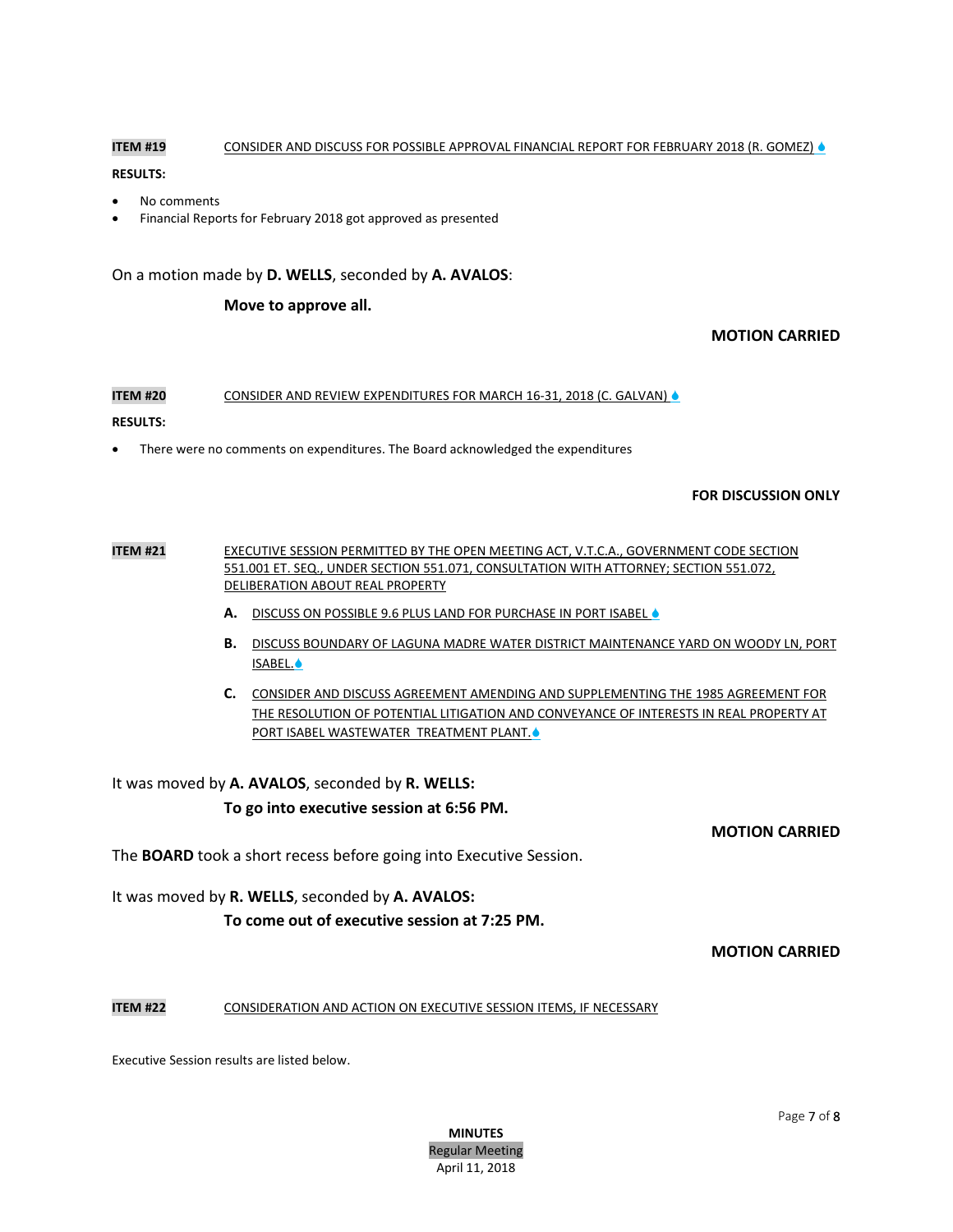**ITEM #19** CONSIDER AND DISCUSS FOR POSSIBLE APPROVAL FINANCIAL REPORT FOR FEBRUARY 2018 (R. GOMEZ)

**RESULTS:**

- No comments
- Financial Reports for February 2018 got approved as presented

On a motion made by **D. WELLS**, seconded by **A. AVALOS**:

**Move to approve all.**

**MOTION CARRIED**

**ITEM #20** CONSIDER AND REVIEW EXPENDITURES FOR MARCH 16-31, 2018 (C. GALVAN)

**RESULTS:**

- There were no comments on expenditures. The Board acknowledged the expenditures

**FOR DISCUSSION ONLY**

**ITEM #21** EXECUTIVE SESSION PERMITTED BY THE OPEN MEETING ACT, V.T.C.A., GOVERNMENT CODE SECTION 551.001 ET. SEQ., UNDER SECTION 551.071, CONSULTATION WITH ATTORNEY; SECTION 551.072, DELIBERATION ABOUT REAL PROPERTY

**A.** DISCUSS ON POSSIBLE 9.6 PLUS LAND FOR PURCHASE IN PORT ISABEL

**B.** DISCUSS BOUNDARY OF LAGUNA MADRE WATER DISTRICT MAINTENANCE YARD ON WOODY LN, PORT ISABEL.

**C.** CONSIDER AND DISCUSS AGREEMENT AMENDING AND SUPPLEMENTING THE 1985 AGREEMENT FOR THE RESOLUTION OF POTENTIAL LITIGATION AND CONVEYANCE OF INTERESTS IN REAL PROPERTY AT PORT ISABEL WASTEWATER TREATMENT PLANT.

It was moved by **A. AVALOS**, seconded by **R. WELLS:**

**To go into executive session at 6:56 PM.**

**MOTION CARRIED**

The **BOARD** took a short recess before going into Executive Session.

It was moved by **R. WELLS**, seconded by **A. AVALOS:**

**To come out of executive session at 7:25 PM.**

**MOTION CARRIED**

**ITEM #22** CONSIDERATION AND ACTION ON EXECUTIVE SESSION ITEMS, IF NECESSARY

Executive Session results are listed below.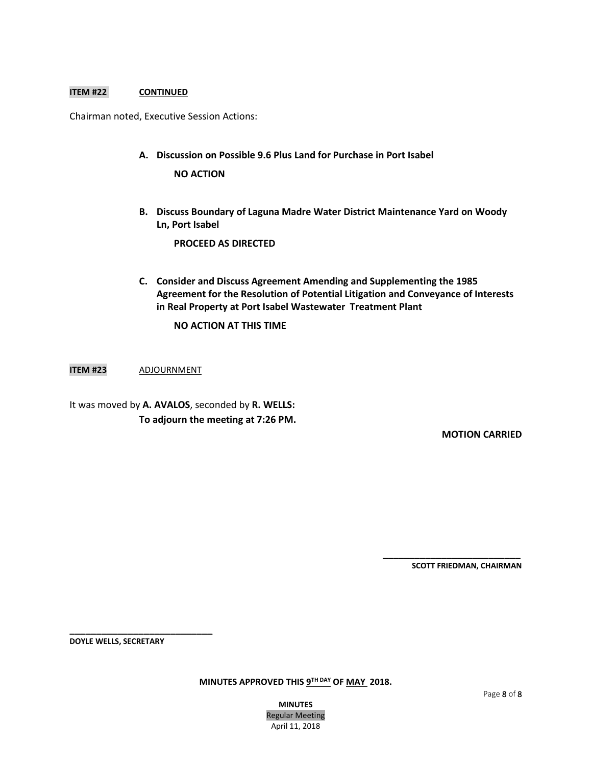**ITEM #22** **CONTINUED**

Chairman noted, Executive Session Actions:

**A. Discussion on Possible 9.6 Plus Land for Purchase in Port Isabel**

**NO ACTION**

**B. Discuss Boundary of Laguna Madre Water District Maintenance Yard on Woody Ln, Port Isabel**

**PROCEED AS DIRECTED**

**C. Consider and Discuss Agreement Amending and Supplementing the 1985 Agreement for the Resolution of Potential Litigation and Conveyance of Interests in Real Property at Port Isabel Wastewater Treatment Plant**

**NO ACTION AT THIS TIME**

**ITEM #23** ADJOURNMENT

It was moved by **A. AVALOS**, seconded by **R. WELLS:**
**To adjourn the meeting at 7:26 PM.**

**MOTION CARRIED**

\_\_\_\_\_\_\_\_\_\_\_\_\_\_\_\_\_\_\_\_\_\_\_\_\_\_\_\_
**SCOTT FRIEDMAN, CHAIRMAN**

\_\_\_\_\_\_\_\_\_\_\_\_\_\_\_\_\_\_\_\_\_\_\_\_\_\_\_\_
**DOYLE WELLS, SECRETARY**

**MINUTES APPROVED THIS 9TH DAY OF MAY 2018.**

**MINUTES**
Regular Meeting
April 11, 2018